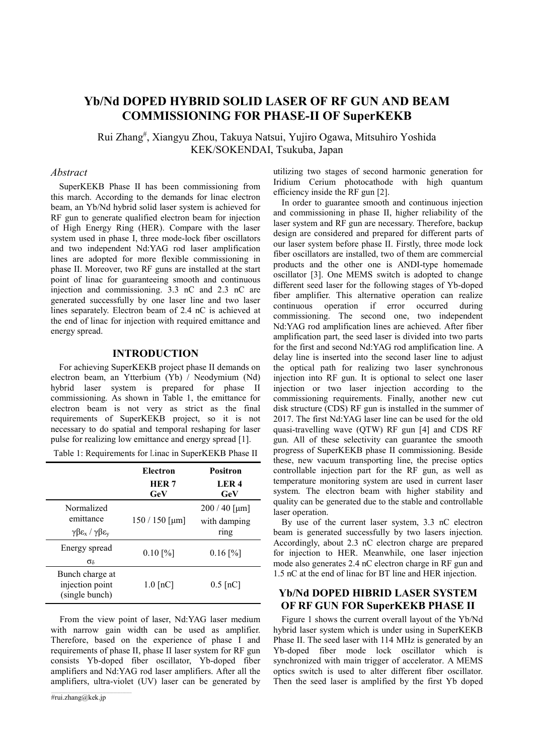# Yb/Nd DOPED HYBRID SOLID LASER OF RF GUN AND BEAM COMMISSIONING FOR PHASE-II OF SuperKEKB

Rui Zhang#, Xiangyu Zhou, Takuya Natsui, Yujiro Ogawa, Mitsuhiro Yoshida
KEK/SOKENDAI, Tsukuba, Japan

## *Abstract*

SuperKEKB Phase II has been commissioning from this march. According to the demands for linac electron beam, an Yb/Nd hybrid solid laser system is achieved for RF gun to generate qualified electron beam for injection of High Energy Ring (HER). Compare with the laser system used in phase I, three mode-lock fiber oscillators and two independent Nd:YAG rod laser amplification lines are adopted for more flexible commissioning in phase II. Moreover, two RF guns are installed at the start point of linac for guaranteeing smooth and continuous injection and commissioning. 3.3 nC and 2.3 nC are generated successfully by one laser line and two laser lines separately. Electron beam of 2.4 nC is achieved at the end of linac for injection with required emittance and energy spread.

## INTRODUCTION

For achieving SuperKEKB project phase II demands on electron beam, an Ytterbium (Yb) / Neodymium (Nd) hybrid laser system is prepared for phase II commissioning. As shown in Table 1, the emittance for electron beam is not very as strict as the final requirements of SuperKEKB project, so it is not necessary to do spatial and temporal reshaping for laser pulse for realizing low emittance and energy spread [1].

Table 1: Requirements for Linac in SuperKEKB Phase II

| | **Electron HER 7 GeV** | **Positron LER 4 GeV** |
|---|---|---|
| Normalized emittance $\gamma\beta\varepsilon_x$ / $\gamma\beta\varepsilon_y$ | 150 / 150 [μm] | 200 / 40 [μm] with damping ring |
| Energy spread $\sigma_\delta$ | 0.10 [%] | 0.16 [%] |
| Bunch charge at injection point (single bunch) | 1.0 [nC] | 0.5 [nC] |

From the view point of laser, Nd:YAG laser medium with narrow gain width can be used as amplifier. Therefore, based on the experience of phase I and requirements of phase II, phase II laser system for RF gun consists Yb-doped fiber oscillator, Yb-doped fiber amplifiers and Nd:YAG rod laser amplifiers. After all the amplifiers, ultra-violet (UV) laser can be generated by utilizing two stages of second harmonic generation for Iridium Cerium photocathode with high quantum efficiency inside the RF gun [2].

In order to guarantee smooth and continuous injection and commissioning in phase II, higher reliability of the laser system and RF gun are necessary. Therefore, backup design are considered and prepared for different parts of our laser system before phase II. Firstly, three mode lock fiber oscillators are installed, two of them are commercial products and the other one is ANDI-type homemade oscillator [3]. One MEMS switch is adopted to change different seed laser for the following stages of Yb-doped fiber amplifier. This alternative operation can realize continuous operation if error occurred during commissioning. The second one, two independent Nd:YAG rod amplification lines are achieved. After fiber amplification part, the seed laser is divided into two parts for the first and second Nd:YAG rod amplification line. A delay line is inserted into the second laser line to adjust the optical path for realizing two laser synchronous injection into RF gun. It is optional to select one laser injection or two laser injection according to the commissioning requirements. Finally, another new cut disk structure (CDS) RF gun is installed in the summer of 2017. The first Nd:YAG laser line can be used for the old quasi-travelling wave (QTW) RF gun [4] and CDS RF gun. All of these selectivity can guarantee the smooth progress of SuperKEKB phase II commissioning. Beside these, new vacuum transporting line, the precise optics controllable injection part for the RF gun, as well as temperature monitoring system are used in current laser system. The electron beam with higher stability and quality can be generated due to the stable and controllable laser operation.

By use of the current laser system, 3.3 nC electron beam is generated successfully by two lasers injection. Accordingly, about 2.3 nC electron charge are prepared for injection to HER. Meanwhile, one laser injection mode also generates 2.4 nC electron charge in RF gun and 1.5 nC at the end of linac for BT line and HER injection.

## Yb/Nd DOPED HIBRID LASER SYSTEM OF RF GUN FOR SuperKEKB PHASE II

Figure 1 shows the current overall layout of the Yb/Nd hybrid laser system which is under using in SuperKEKB Phase II. The seed laser with 114 MHz is generated by an Yb-doped fiber mode lock oscillator which is synchronized with main trigger of accelerator. A MEMS optics switch is used to alter different fiber oscillator. Then the seed laser is amplified by the first Yb doped

#rui.zhang@kek.jp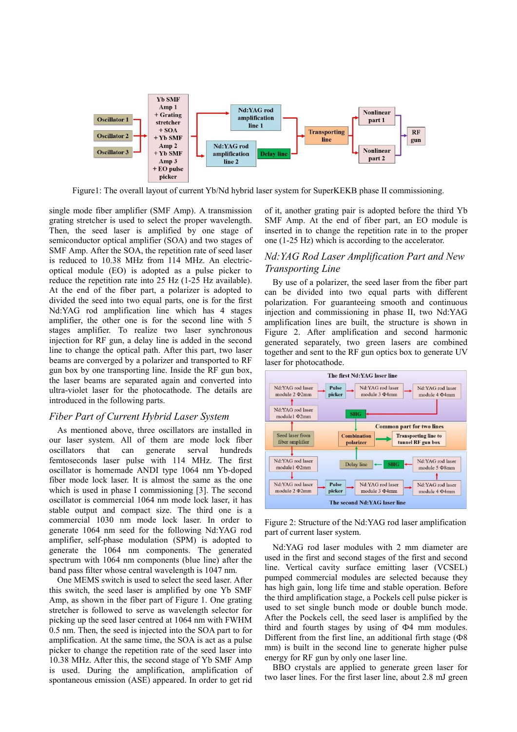Figure1: The overall layout of current Yb/Nd hybrid laser system for SuperKEKB phase II commissioning.

single mode fiber amplifier (SMF Amp). A transmission grating stretcher is used to select the proper wavelength. Then, the seed laser is amplified by one stage of semiconductor optical amplifier (SOA) and two stages of SMF Amp. After the SOA, the repetition rate of seed laser is reduced to 10.38 MHz from 114 MHz. An electric-optical module (EO) is adopted as a pulse picker to reduce the repetition rate into 25 Hz (1-25 Hz available). At the end of the fiber part, a polarizer is adopted to divided the seed into two equal parts, one is for the first Nd:YAG rod amplification line which has 4 stages amplifier, the other one is for the second line with 5 stages amplifier. To realize two laser synchronous injection for RF gun, a delay line is added in the second line to change the optical path. After this part, two laser beams are converged by a polarizer and transported to RF gun box by one transporting line. Inside the RF gun box, the laser beams are separated again and converted into ultra-violet laser for the photocathode. The details are introduced in the following parts.

## Fiber Part of Current Hybrid Laser System

As mentioned above, three oscillators are installed in our laser system. All of them are mode lock fiber oscillators that can generate serval hundreds femtoseconds laser pulse with 114 MHz. The first oscillator is homemade ANDI type 1064 nm Yb-doped fiber mode lock laser. It is almost the same as the one which is used in phase I commissioning [3]. The second oscillator is commercial 1064 nm mode lock laser, it has stable output and compact size. The third one is a commercial 1030 nm mode lock laser. In order to generate 1064 nm seed for the following Nd:YAG rod amplifier, self-phase modulation (SPM) is adopted to generate the 1064 nm components. The generated spectrum with 1064 nm components (blue line) after the band pass filter whose central wavelength is 1047 nm.

One MEMS switch is used to select the seed laser. After this switch, the seed laser is amplified by one Yb SMF Amp, as shown in the fiber part of Figure 1. One grating stretcher is followed to serve as wavelength selector for picking up the seed laser centred at 1064 nm with FWHM 0.5 nm. Then, the seed is injected into the SOA part to for amplification. At the same time, the SOA is act as a pulse picker to change the repetition rate of the seed laser into 10.38 MHz. After this, the second stage of Yb SMF Amp is used. During the amplification, amplification of spontaneous emission (ASE) appeared. In order to get rid of it, another grating pair is adopted before the third Yb SMF Amp. At the end of fiber part, an EO module is inserted in to change the repetition rate in to the proper one (1-25 Hz) which is according to the accelerator.

## Nd:YAG Rod Laser Amplification Part and New Transporting Line

By use of a polarizer, the seed laser from the fiber part can be divided into two equal parts with different polarization. For guaranteeing smooth and continuous injection and commissioning in phase II, two Nd:YAG amplification lines are built, the structure is shown in Figure 2. After amplification and second harmonic generated separately, two green lasers are combined together and sent to the RF gun optics box to generate UV laser for photocathode.

Figure 2: Structure of the Nd:YAG rod laser amplification part of current laser system.

Nd:YAG rod laser modules with 2 mm diameter are used in the first and second stages of the first and second line. Vertical cavity surface emitting laser (VCSEL) pumped commercial modules are selected because they has high gain, long life time and stable operation. Before the third amplification stage, a Pockels cell pulse picker is used to set single bunch mode or double bunch mode. After the Pockels cell, the seed laser is amplified by the third and fourth stages by using of Φ4 mm modules. Different from the first line, an additional firth stage (Φ8 mm) is built in the second line to generate higher pulse energy for RF gun by only one laser line.

BBO crystals are applied to generate green laser for two laser lines. For the first laser line, about 2.8 mJ green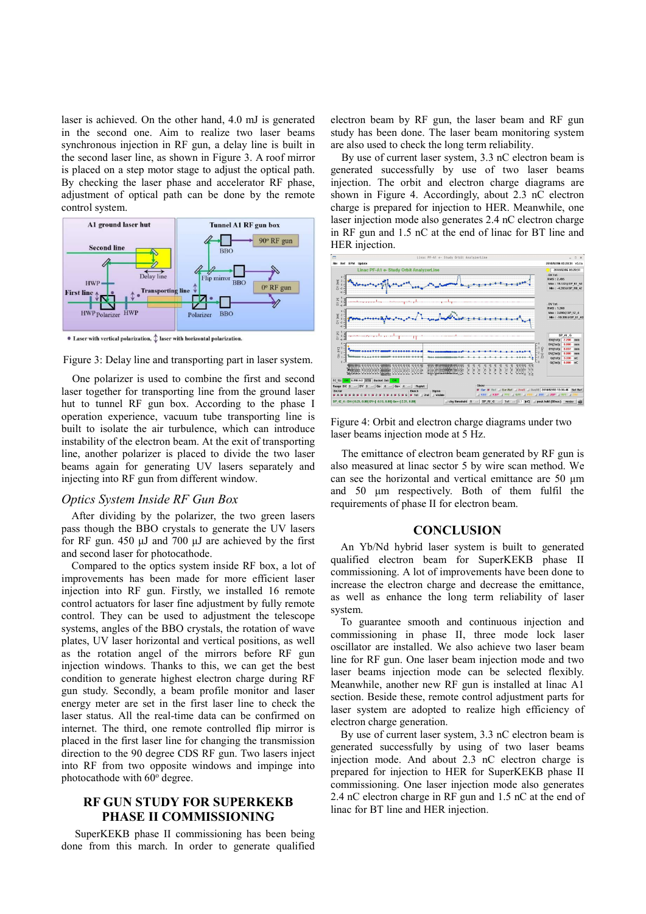laser is achieved. On the other hand, 4.0 mJ is generated in the second one. Aim to realize two laser beams synchronous injection in RF gun, a delay line is built in the second laser line, as shown in Figure 3. A roof mirror is placed on a step motor stage to adjust the optical path. By checking the laser phase and accelerator RF phase, adjustment of optical path can be done by the remote control system.

Figure 3: Delay line and transporting part in laser system.

One polarizer is used to combine the first and second laser together for transporting line from the ground laser hut to tunnel RF gun box. According to the phase I operation experience, vacuum tube transporting line is built to isolate the air turbulence, which can introduce instability of the electron beam. At the exit of transporting line, another polarizer is placed to divide the two laser beams again for generating UV lasers separately and injecting into RF gun from different window.

### *Optics System Inside RF Gun Box*

After dividing by the polarizer, the two green lasers pass though the BBO crystals to generate the UV lasers for RF gun. 450 µJ and 700 µJ are achieved by the first and second laser for photocathode.

Compared to the optics system inside RF box, a lot of improvements has been made for more efficient laser injection into RF gun. Firstly, we installed 16 remote control actuators for laser fine adjustment by fully remote control. They can be used to adjustment the telescope systems, angles of the BBO crystals, the rotation of wave plates, UV laser horizontal and vertical positions, as well as the rotation angel of the mirrors before RF gun injection windows. Thanks to this, we can get the best condition to generate highest electron charge during RF gun study. Secondly, a beam profile monitor and laser energy meter are set in the first laser line to check the laser status. All the real-time data can be confirmed on internet. The third, one remote controlled flip mirror is placed in the first laser line for changing the transmission direction to the 90 degree CDS RF gun. Two lasers inject into RF from two opposite windows and impinge into photocathode with 60° degree.

## RF GUN STUDY FOR SUPERKEKB PHASE II COMMISSIONING

SuperKEKB phase II commissioning has been being done from this march. In order to generate qualified electron beam by RF gun, the laser beam and RF gun study has been done. The laser beam monitoring system are also used to check the long term reliability.

By use of current laser system, 3.3 nC electron beam is generated successfully by use of two laser beams injection. The orbit and electron charge diagrams are shown in Figure 4. Accordingly, about 2.3 nC electron charge is prepared for injection to HER. Meanwhile, one laser injection mode also generates 2.4 nC electron charge in RF gun and 1.5 nC at the end of linac for BT line and HER injection.

Figure 4: Orbit and electron charge diagrams under two laser beams injection mode at 5 Hz.

The emittance of electron beam generated by RF gun is also measured at linac sector 5 by wire scan method. We can see the horizontal and vertical emittance are 50 µm and 50 µm respectively. Both of them fulfil the requirements of phase II for electron beam.

## CONCLUSION

An Yb/Nd hybrid laser system is built to generated qualified electron beam for SuperKEKB phase II commissioning. A lot of improvements have been done to increase the electron charge and decrease the emittance, as well as enhance the long term reliability of laser system.

To guarantee smooth and continuous injection and commissioning in phase II, three mode lock laser oscillator are installed. We also achieve two laser beam line for RF gun. One laser beam injection mode and two laser beams injection mode can be selected flexibly. Meanwhile, another new RF gun is installed at linac A1 section. Beside these, remote control adjustment parts for laser system are adopted to realize high efficiency of electron charge generation.

By use of current laser system, 3.3 nC electron beam is generated successfully by using of two laser beams injection mode. And about 2.3 nC electron charge is prepared for injection to HER for SuperKEKB phase II commissioning. One laser injection mode also generates 2.4 nC electron charge in RF gun and 1.5 nC at the end of linac for BT line and HER injection.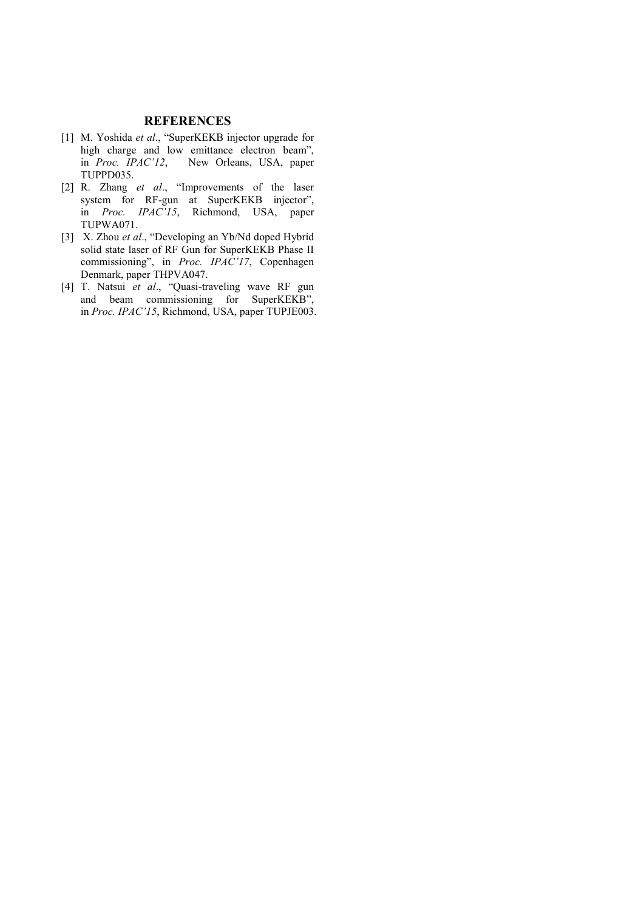## REFERENCES

[1] M. Yoshida *et al*., "SuperKEKB injector upgrade for high charge and low emittance electron beam", in *Proc. IPAC'12*, New Orleans, USA, paper TUPPD035.

[2] R. Zhang *et al*., "Improvements of the laser system for RF-gun at SuperKEKB injector", in *Proc. IPAC'15*, Richmond, USA, paper TUPWA071.

[3] X. Zhou *et al*., "Developing an Yb/Nd doped Hybrid solid state laser of RF Gun for SuperKEKB Phase II commissioning", in *Proc. IPAC'17*, Copenhagen Denmark, paper THPVA047.

[4] T. Natsui *et al*., "Quasi-traveling wave RF gun and beam commissioning for SuperKEKB", in *Proc. IPAC'15*, Richmond, USA, paper TUPJE003.